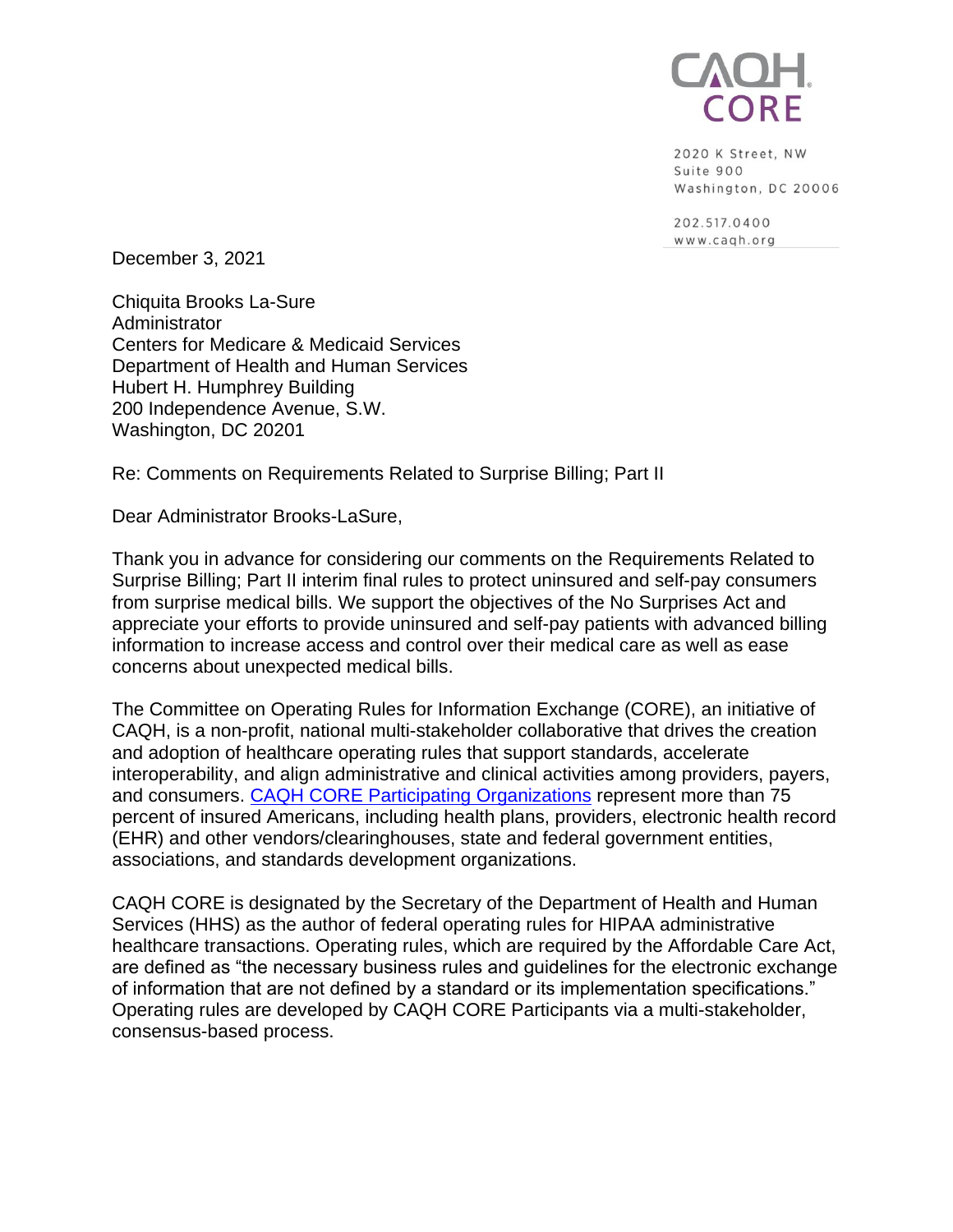CAQH CORE

2020 K Street, NW
Suite 900
Washington, DC 20006

202.517.0400
www.caqh.org

December 3, 2021

Chiquita Brooks La-Sure
Administrator
Centers for Medicare & Medicaid Services
Department of Health and Human Services
Hubert H. Humphrey Building
200 Independence Avenue, S.W.
Washington, DC 20201

Re: Comments on Requirements Related to Surprise Billing; Part II

Dear Administrator Brooks-LaSure,

Thank you in advance for considering our comments on the Requirements Related to Surprise Billing; Part II interim final rules to protect uninsured and self-pay consumers from surprise medical bills. We support the objectives of the No Surprises Act and appreciate your efforts to provide uninsured and self-pay patients with advanced billing information to increase access and control over their medical care as well as ease concerns about unexpected medical bills.

The Committee on Operating Rules for Information Exchange (CORE), an initiative of CAQH, is a non-profit, national multi-stakeholder collaborative that drives the creation and adoption of healthcare operating rules that support standards, accelerate interoperability, and align administrative and clinical activities among providers, payers, and consumers. [CAQH CORE Participating Organizations] represent more than 75 percent of insured Americans, including health plans, providers, electronic health record (EHR) and other vendors/clearinghouses, state and federal government entities, associations, and standards development organizations.

CAQH CORE is designated by the Secretary of the Department of Health and Human Services (HHS) as the author of federal operating rules for HIPAA administrative healthcare transactions. Operating rules, which are required by the Affordable Care Act, are defined as "the necessary business rules and guidelines for the electronic exchange of information that are not defined by a standard or its implementation specifications." Operating rules are developed by CAQH CORE Participants via a multi-stakeholder, consensus-based process.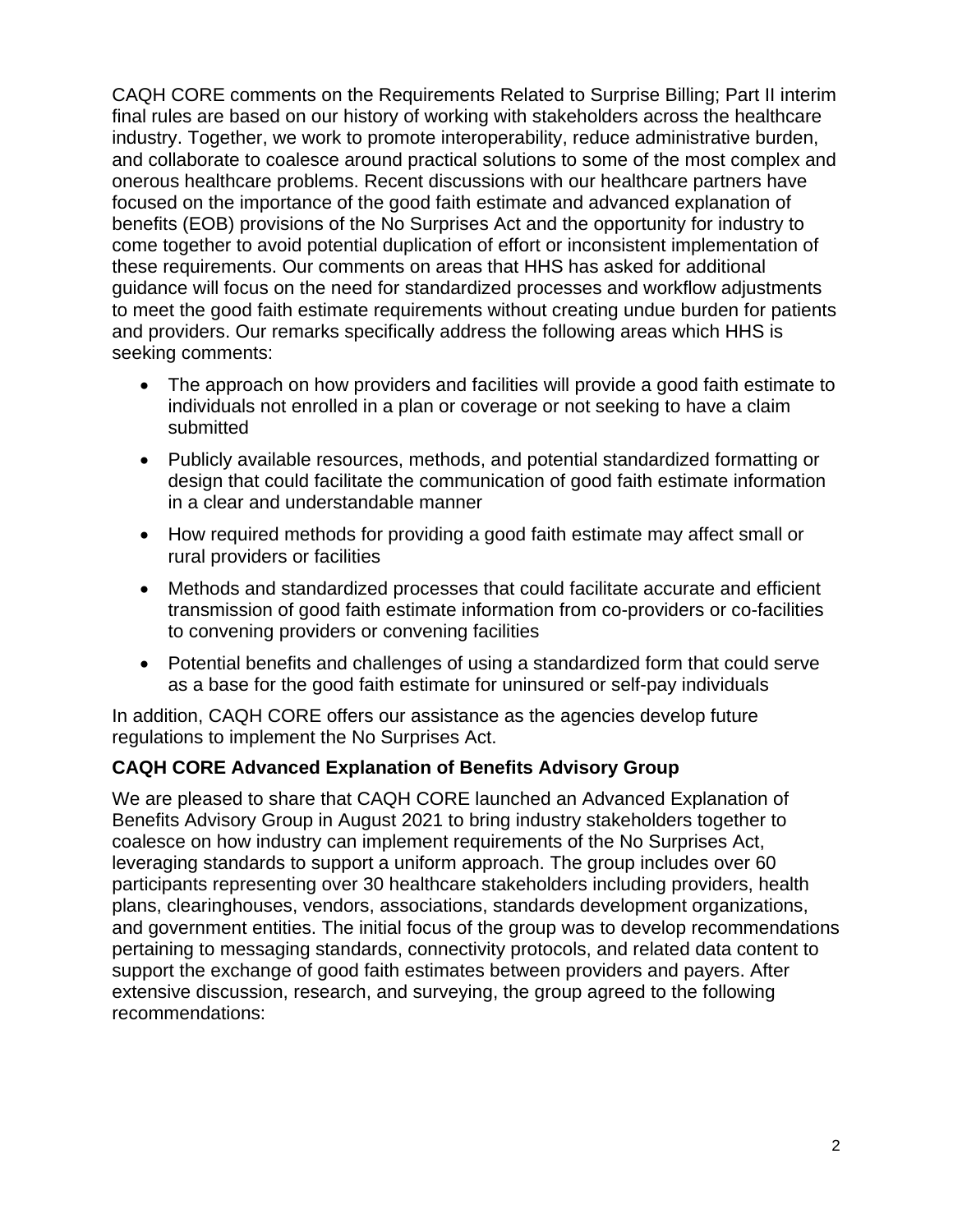CAQH CORE comments on the Requirements Related to Surprise Billing; Part II interim final rules are based on our history of working with stakeholders across the healthcare industry. Together, we work to promote interoperability, reduce administrative burden, and collaborate to coalesce around practical solutions to some of the most complex and onerous healthcare problems. Recent discussions with our healthcare partners have focused on the importance of the good faith estimate and advanced explanation of benefits (EOB) provisions of the No Surprises Act and the opportunity for industry to come together to avoid potential duplication of effort or inconsistent implementation of these requirements. Our comments on areas that HHS has asked for additional guidance will focus on the need for standardized processes and workflow adjustments to meet the good faith estimate requirements without creating undue burden for patients and providers. Our remarks specifically address the following areas which HHS is seeking comments:

- The approach on how providers and facilities will provide a good faith estimate to individuals not enrolled in a plan or coverage or not seeking to have a claim submitted
- Publicly available resources, methods, and potential standardized formatting or design that could facilitate the communication of good faith estimate information in a clear and understandable manner
- How required methods for providing a good faith estimate may affect small or rural providers or facilities
- Methods and standardized processes that could facilitate accurate and efficient transmission of good faith estimate information from co-providers or co-facilities to convening providers or convening facilities
- Potential benefits and challenges of using a standardized form that could serve as a base for the good faith estimate for uninsured or self-pay individuals

In addition, CAQH CORE offers our assistance as the agencies develop future regulations to implement the No Surprises Act.

**CAQH CORE Advanced Explanation of Benefits Advisory Group**

We are pleased to share that CAQH CORE launched an Advanced Explanation of Benefits Advisory Group in August 2021 to bring industry stakeholders together to coalesce on how industry can implement requirements of the No Surprises Act, leveraging standards to support a uniform approach. The group includes over 60 participants representing over 30 healthcare stakeholders including providers, health plans, clearinghouses, vendors, associations, standards development organizations, and government entities. The initial focus of the group was to develop recommendations pertaining to messaging standards, connectivity protocols, and related data content to support the exchange of good faith estimates between providers and payers. After extensive discussion, research, and surveying, the group agreed to the following recommendations: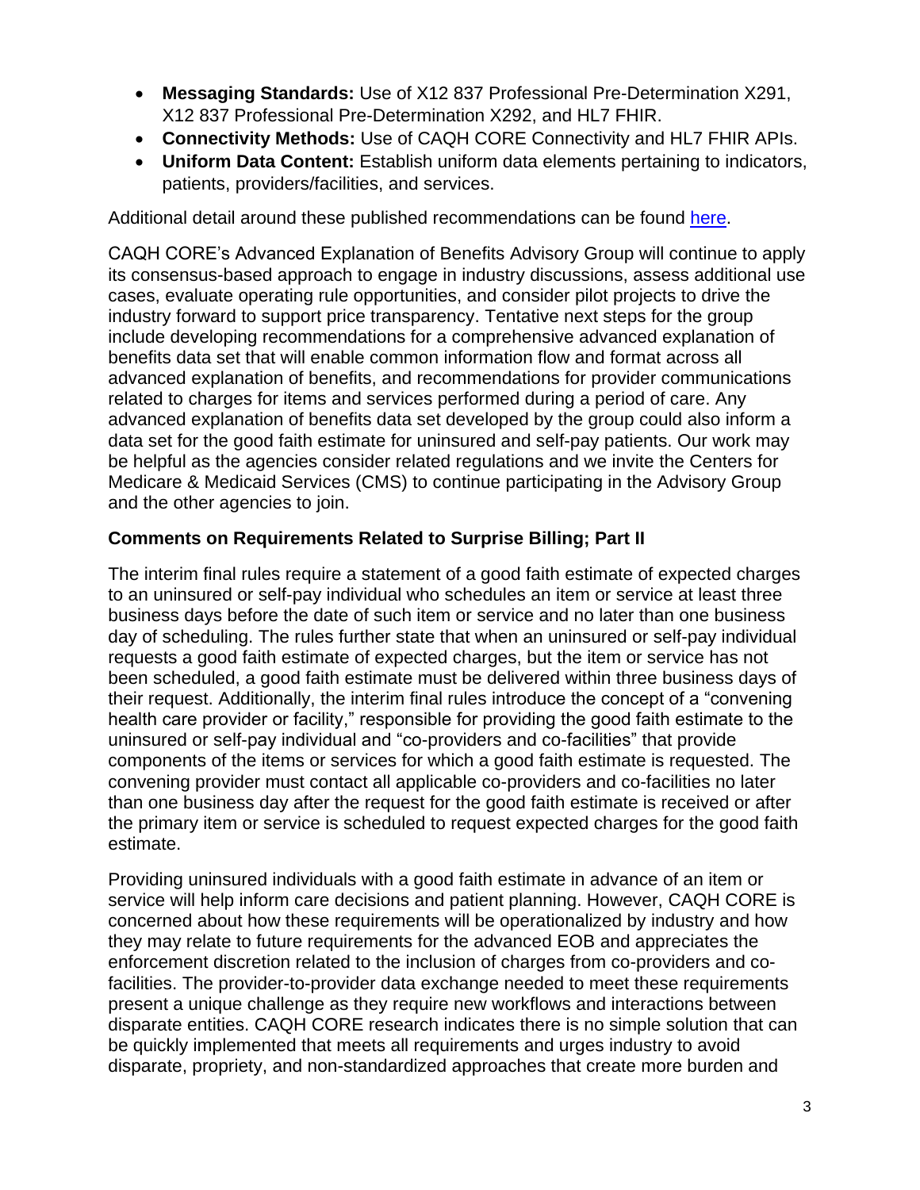- **Messaging Standards:** Use of X12 837 Professional Pre-Determination X291, X12 837 Professional Pre-Determination X292, and HL7 FHIR.
- **Connectivity Methods:** Use of CAQH CORE Connectivity and HL7 FHIR APIs.
- **Uniform Data Content:** Establish uniform data elements pertaining to indicators, patients, providers/facilities, and services.

Additional detail around these published recommendations can be found here.

CAQH CORE's Advanced Explanation of Benefits Advisory Group will continue to apply its consensus-based approach to engage in industry discussions, assess additional use cases, evaluate operating rule opportunities, and consider pilot projects to drive the industry forward to support price transparency. Tentative next steps for the group include developing recommendations for a comprehensive advanced explanation of benefits data set that will enable common information flow and format across all advanced explanation of benefits, and recommendations for provider communications related to charges for items and services performed during a period of care. Any advanced explanation of benefits data set developed by the group could also inform a data set for the good faith estimate for uninsured and self-pay patients. Our work may be helpful as the agencies consider related regulations and we invite the Centers for Medicare & Medicaid Services (CMS) to continue participating in the Advisory Group and the other agencies to join.

**Comments on Requirements Related to Surprise Billing; Part II**

The interim final rules require a statement of a good faith estimate of expected charges to an uninsured or self-pay individual who schedules an item or service at least three business days before the date of such item or service and no later than one business day of scheduling. The rules further state that when an uninsured or self-pay individual requests a good faith estimate of expected charges, but the item or service has not been scheduled, a good faith estimate must be delivered within three business days of their request. Additionally, the interim final rules introduce the concept of a "convening health care provider or facility," responsible for providing the good faith estimate to the uninsured or self-pay individual and "co-providers and co-facilities" that provide components of the items or services for which a good faith estimate is requested. The convening provider must contact all applicable co-providers and co-facilities no later than one business day after the request for the good faith estimate is received or after the primary item or service is scheduled to request expected charges for the good faith estimate.

Providing uninsured individuals with a good faith estimate in advance of an item or service will help inform care decisions and patient planning. However, CAQH CORE is concerned about how these requirements will be operationalized by industry and how they may relate to future requirements for the advanced EOB and appreciates the enforcement discretion related to the inclusion of charges from co-providers and co-facilities. The provider-to-provider data exchange needed to meet these requirements present a unique challenge as they require new workflows and interactions between disparate entities. CAQH CORE research indicates there is no simple solution that can be quickly implemented that meets all requirements and urges industry to avoid disparate, propriety, and non-standardized approaches that create more burden and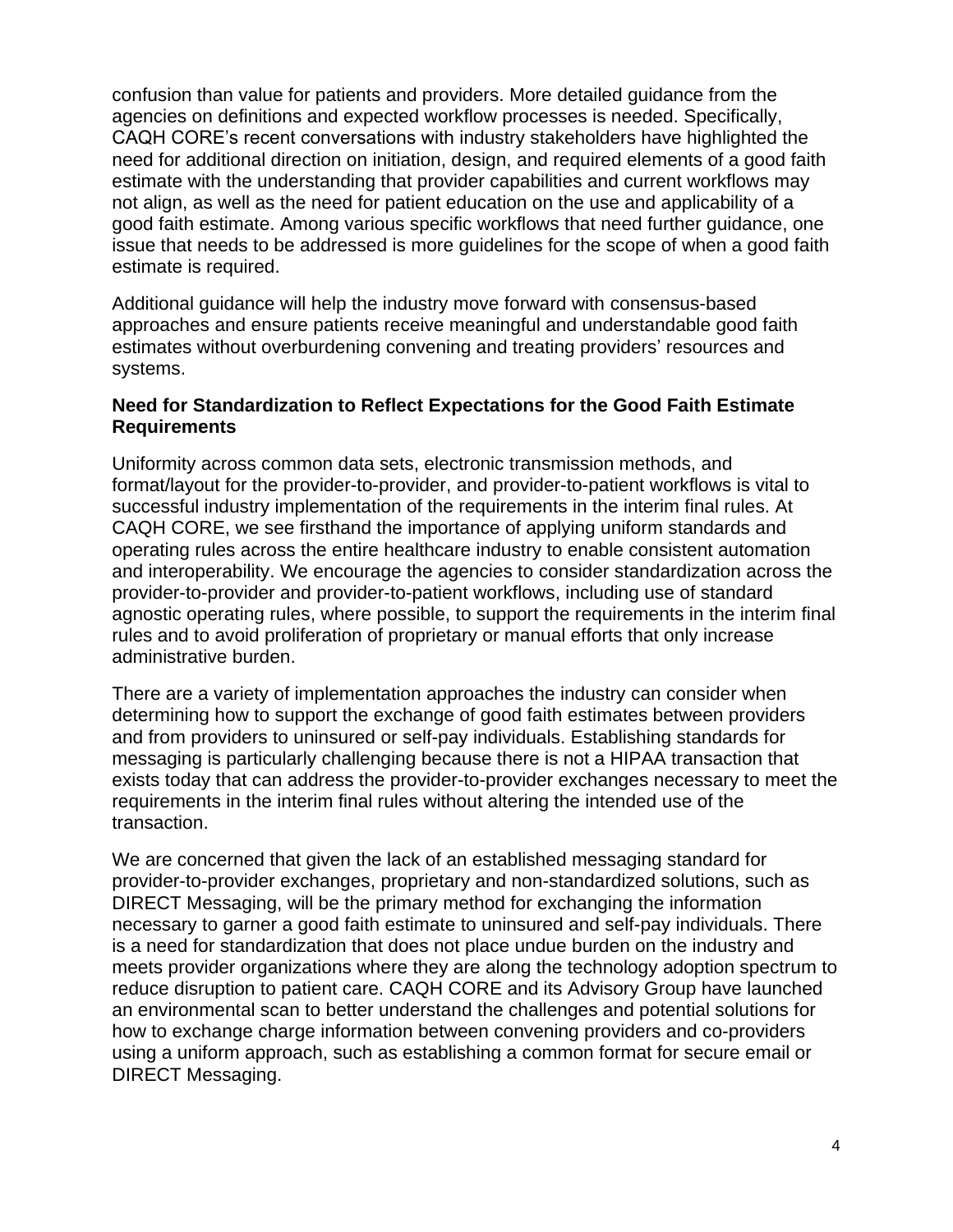confusion than value for patients and providers. More detailed guidance from the agencies on definitions and expected workflow processes is needed. Specifically, CAQH CORE's recent conversations with industry stakeholders have highlighted the need for additional direction on initiation, design, and required elements of a good faith estimate with the understanding that provider capabilities and current workflows may not align, as well as the need for patient education on the use and applicability of a good faith estimate. Among various specific workflows that need further guidance, one issue that needs to be addressed is more guidelines for the scope of when a good faith estimate is required.

Additional guidance will help the industry move forward with consensus-based approaches and ensure patients receive meaningful and understandable good faith estimates without overburdening convening and treating providers' resources and systems.

**Need for Standardization to Reflect Expectations for the Good Faith Estimate Requirements**

Uniformity across common data sets, electronic transmission methods, and format/layout for the provider-to-provider, and provider-to-patient workflows is vital to successful industry implementation of the requirements in the interim final rules. At CAQH CORE, we see firsthand the importance of applying uniform standards and operating rules across the entire healthcare industry to enable consistent automation and interoperability. We encourage the agencies to consider standardization across the provider-to-provider and provider-to-patient workflows, including use of standard agnostic operating rules, where possible, to support the requirements in the interim final rules and to avoid proliferation of proprietary or manual efforts that only increase administrative burden.

There are a variety of implementation approaches the industry can consider when determining how to support the exchange of good faith estimates between providers and from providers to uninsured or self-pay individuals. Establishing standards for messaging is particularly challenging because there is not a HIPAA transaction that exists today that can address the provider-to-provider exchanges necessary to meet the requirements in the interim final rules without altering the intended use of the transaction.

We are concerned that given the lack of an established messaging standard for provider-to-provider exchanges, proprietary and non-standardized solutions, such as DIRECT Messaging, will be the primary method for exchanging the information necessary to garner a good faith estimate to uninsured and self-pay individuals. There is a need for standardization that does not place undue burden on the industry and meets provider organizations where they are along the technology adoption spectrum to reduce disruption to patient care. CAQH CORE and its Advisory Group have launched an environmental scan to better understand the challenges and potential solutions for how to exchange charge information between convening providers and co-providers using a uniform approach, such as establishing a common format for secure email or DIRECT Messaging.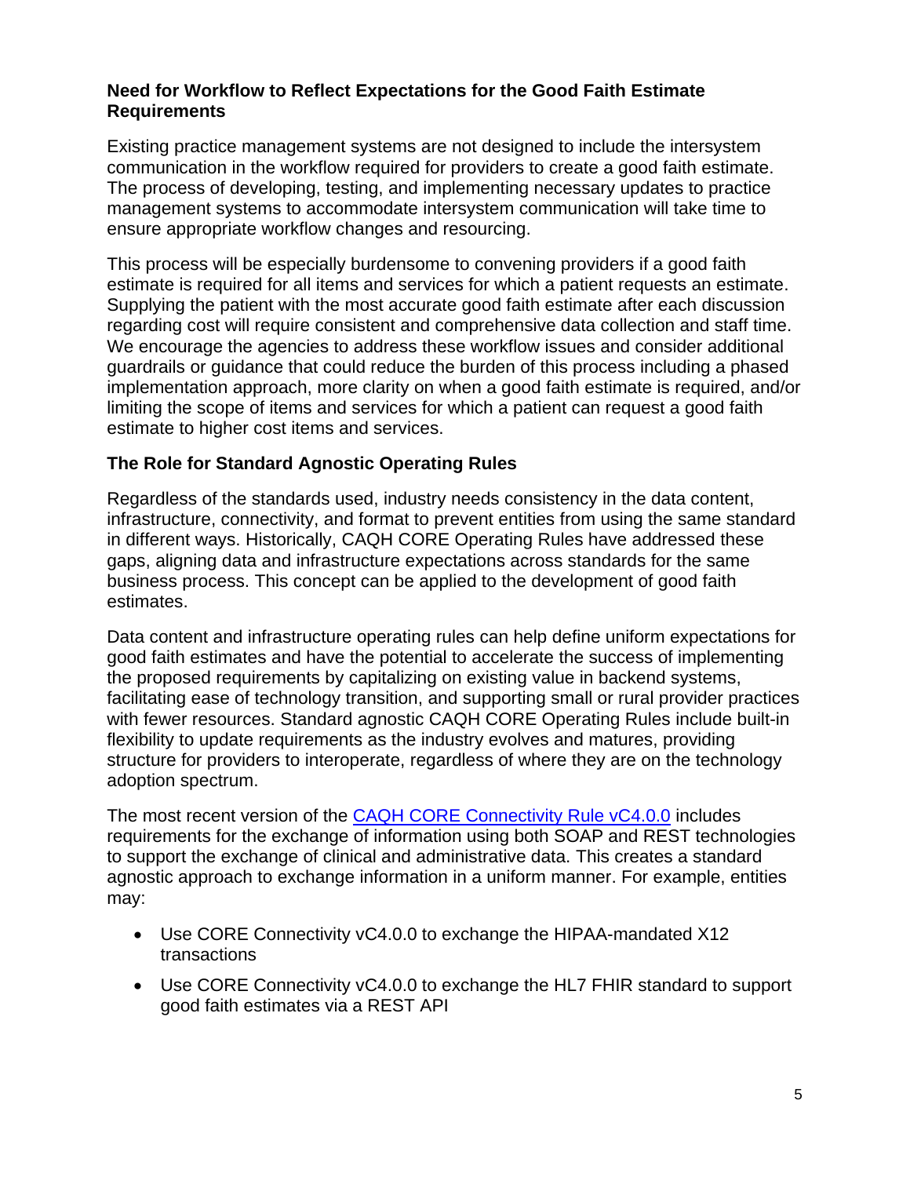**Need for Workflow to Reflect Expectations for the Good Faith Estimate Requirements**

Existing practice management systems are not designed to include the intersystem communication in the workflow required for providers to create a good faith estimate. The process of developing, testing, and implementing necessary updates to practice management systems to accommodate intersystem communication will take time to ensure appropriate workflow changes and resourcing.

This process will be especially burdensome to convening providers if a good faith estimate is required for all items and services for which a patient requests an estimate. Supplying the patient with the most accurate good faith estimate after each discussion regarding cost will require consistent and comprehensive data collection and staff time. We encourage the agencies to address these workflow issues and consider additional guardrails or guidance that could reduce the burden of this process including a phased implementation approach, more clarity on when a good faith estimate is required, and/or limiting the scope of items and services for which a patient can request a good faith estimate to higher cost items and services.

**The Role for Standard Agnostic Operating Rules**

Regardless of the standards used, industry needs consistency in the data content, infrastructure, connectivity, and format to prevent entities from using the same standard in different ways. Historically, CAQH CORE Operating Rules have addressed these gaps, aligning data and infrastructure expectations across standards for the same business process. This concept can be applied to the development of good faith estimates.

Data content and infrastructure operating rules can help define uniform expectations for good faith estimates and have the potential to accelerate the success of implementing the proposed requirements by capitalizing on existing value in backend systems, facilitating ease of technology transition, and supporting small or rural provider practices with fewer resources. Standard agnostic CAQH CORE Operating Rules include built-in flexibility to update requirements as the industry evolves and matures, providing structure for providers to interoperate, regardless of where they are on the technology adoption spectrum.

The most recent version of the CAQH CORE Connectivity Rule vC4.0.0 includes requirements for the exchange of information using both SOAP and REST technologies to support the exchange of clinical and administrative data. This creates a standard agnostic approach to exchange information in a uniform manner. For example, entities may:

- Use CORE Connectivity vC4.0.0 to exchange the HIPAA-mandated X12 transactions
- Use CORE Connectivity vC4.0.0 to exchange the HL7 FHIR standard to support good faith estimates via a REST API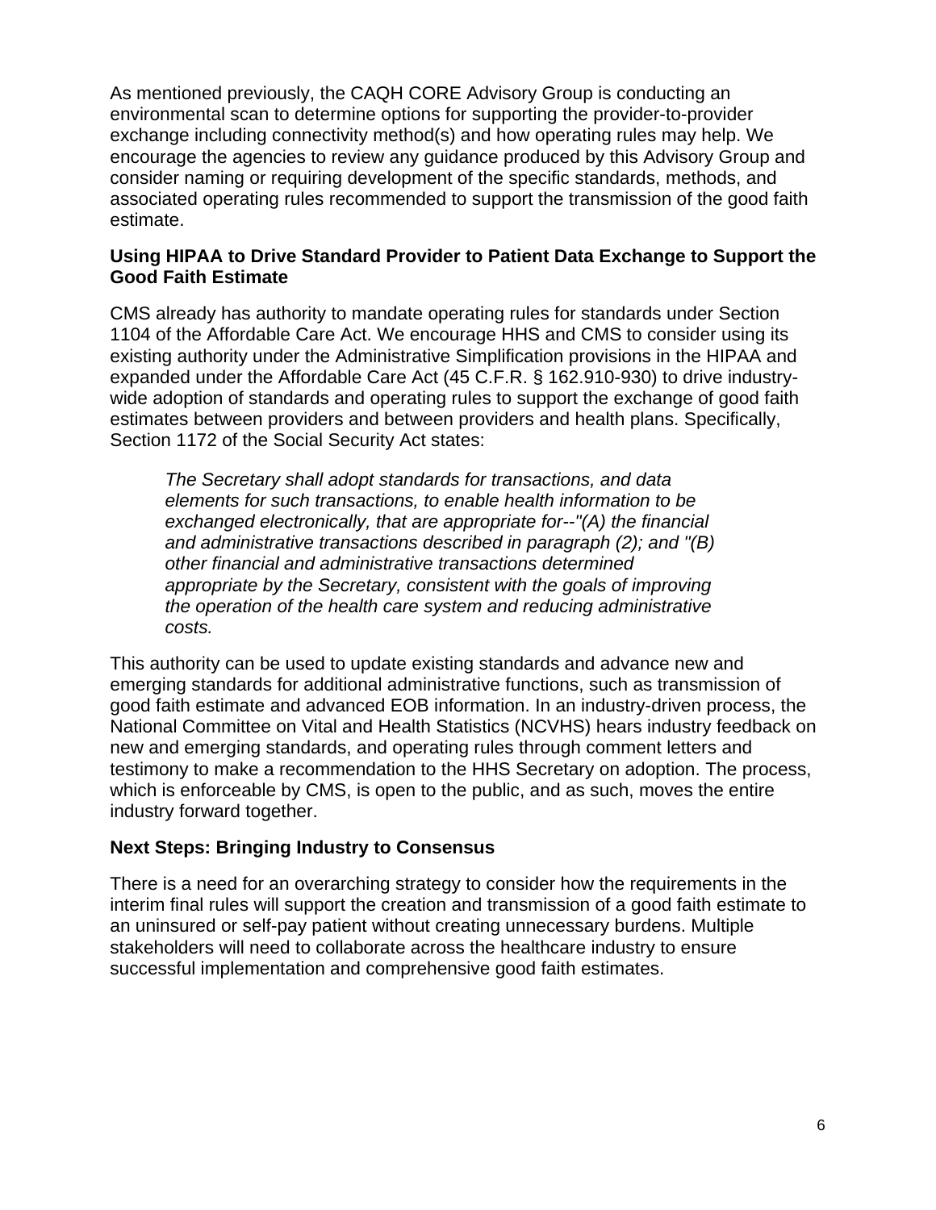As mentioned previously, the CAQH CORE Advisory Group is conducting an environmental scan to determine options for supporting the provider-to-provider exchange including connectivity method(s) and how operating rules may help. We encourage the agencies to review any guidance produced by this Advisory Group and consider naming or requiring development of the specific standards, methods, and associated operating rules recommended to support the transmission of the good faith estimate.

**Using HIPAA to Drive Standard Provider to Patient Data Exchange to Support the Good Faith Estimate**

CMS already has authority to mandate operating rules for standards under Section 1104 of the Affordable Care Act. We encourage HHS and CMS to consider using its existing authority under the Administrative Simplification provisions in the HIPAA and expanded under the Affordable Care Act (45 C.F.R. § 162.910-930) to drive industry-wide adoption of standards and operating rules to support the exchange of good faith estimates between providers and between providers and health plans. Specifically, Section 1172 of the Social Security Act states:

> *The Secretary shall adopt standards for transactions, and data elements for such transactions, to enable health information to be exchanged electronically, that are appropriate for--"(A) the financial and administrative transactions described in paragraph (2); and "(B) other financial and administrative transactions determined appropriate by the Secretary, consistent with the goals of improving the operation of the health care system and reducing administrative costs.*

This authority can be used to update existing standards and advance new and emerging standards for additional administrative functions, such as transmission of good faith estimate and advanced EOB information. In an industry-driven process, the National Committee on Vital and Health Statistics (NCVHS) hears industry feedback on new and emerging standards, and operating rules through comment letters and testimony to make a recommendation to the HHS Secretary on adoption. The process, which is enforceable by CMS, is open to the public, and as such, moves the entire industry forward together.

**Next Steps: Bringing Industry to Consensus**

There is a need for an overarching strategy to consider how the requirements in the interim final rules will support the creation and transmission of a good faith estimate to an uninsured or self-pay patient without creating unnecessary burdens. Multiple stakeholders will need to collaborate across the healthcare industry to ensure successful implementation and comprehensive good faith estimates.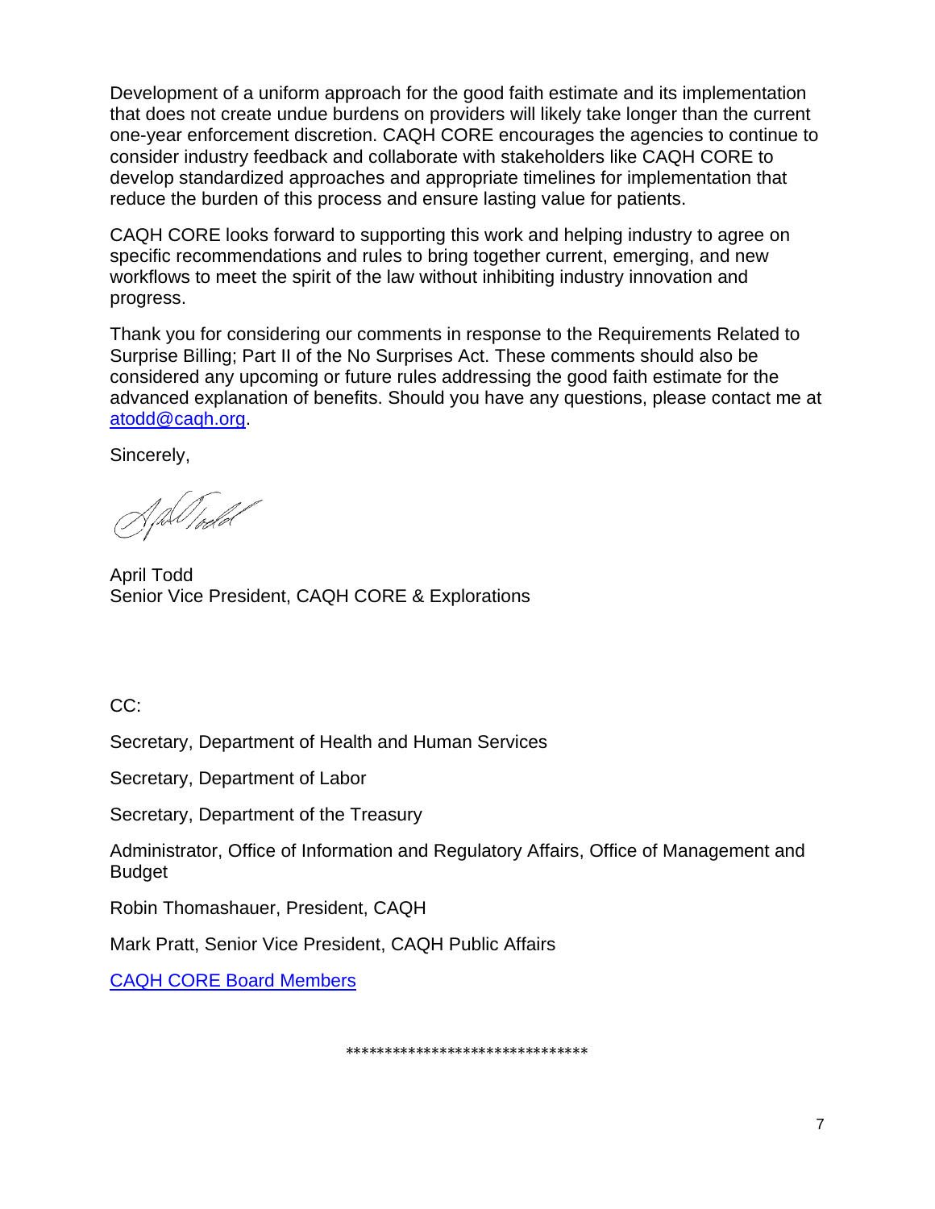Development of a uniform approach for the good faith estimate and its implementation that does not create undue burdens on providers will likely take longer than the current one-year enforcement discretion. CAQH CORE encourages the agencies to continue to consider industry feedback and collaborate with stakeholders like CAQH CORE to develop standardized approaches and appropriate timelines for implementation that reduce the burden of this process and ensure lasting value for patients.

CAQH CORE looks forward to supporting this work and helping industry to agree on specific recommendations and rules to bring together current, emerging, and new workflows to meet the spirit of the law without inhibiting industry innovation and progress.

Thank you for considering our comments in response to the Requirements Related to Surprise Billing; Part II of the No Surprises Act. These comments should also be considered any upcoming or future rules addressing the good faith estimate for the advanced explanation of benefits. Should you have any questions, please contact me at [atodd@caqh.org](mailto:atodd@caqh.org).

Sincerely,

April Todd
Senior Vice President, CAQH CORE & Explorations

CC:

Secretary, Department of Health and Human Services

Secretary, Department of Labor

Secretary, Department of the Treasury

Administrator, Office of Information and Regulatory Affairs, Office of Management and Budget

Robin Thomashauer, President, CAQH

Mark Pratt, Senior Vice President, CAQH Public Affairs

CAQH CORE Board Members

******************************